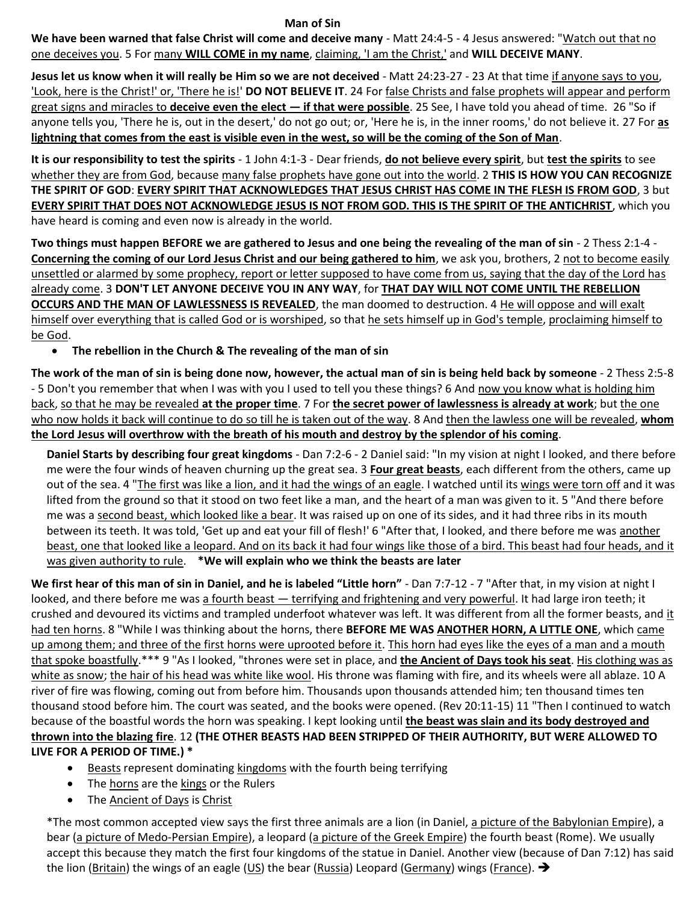# Man of Sin

**We have been warned that false Christ will come and deceive many** - Matt 24:4-5 - 4 Jesus answered: "Watch out that no one deceives you. 5 For many **WILL COME in my name**, claiming, 'I am the Christ,' and **WILL DECEIVE MANY**.

**Jesus let us know when it will really be Him so we are not deceived** - Matt 24:23-27 - 23 At that time if anyone says to you, 'Look, here is the Christ!' or, 'There he is!' **DO NOT BELIEVE IT**. 24 For false Christs and false prophets will appear and perform great signs and miracles to **deceive even the elect — if that were possible**. 25 See, I have told you ahead of time. 26 "So if anyone tells you, 'There he is, out in the desert,' do not go out; or, 'Here he is, in the inner rooms,' do not believe it. 27 For **as lightning that comes from the east is visible even in the west, so will be the coming of the Son of Man**.

**It is our responsibility to test the spirits** - 1 John 4:1-3 - Dear friends, **do not believe every spirit**, but **test the spirits** to see whether they are from God, because many false prophets have gone out into the world. 2 **THIS IS HOW YOU CAN RECOGNIZE THE SPIRIT OF GOD**: **EVERY SPIRIT THAT ACKNOWLEDGES THAT JESUS CHRIST HAS COME IN THE FLESH IS FROM GOD**, 3 but **EVERY SPIRIT THAT DOES NOT ACKNOWLEDGE JESUS IS NOT FROM GOD. THIS IS THE SPIRIT OF THE ANTICHRIST**, which you have heard is coming and even now is already in the world.

**Two things must happen BEFORE we are gathered to Jesus and one being the revealing of the man of sin** - 2 Thess 2:1-4 - **Concerning the coming of our Lord Jesus Christ and our being gathered to him**, we ask you, brothers, 2 not to become easily unsettled or alarmed by some prophecy, report or letter supposed to have come from us, saying that the day of the Lord has already come. 3 **DON'T LET ANYONE DECEIVE YOU IN ANY WAY**, for **THAT DAY WILL NOT COME UNTIL THE REBELLION OCCURS AND THE MAN OF LAWLESSNESS IS REVEALED**, the man doomed to destruction. 4 He will oppose and will exalt himself over everything that is called God or is worshiped, so that he sets himself up in God's temple, proclaiming himself to be God.

- **The rebellion in the Church & The revealing of the man of sin**

**The work of the man of sin is being done now, however, the actual man of sin is being held back by someone** - 2 Thess 2:5-8 - 5 Don't you remember that when I was with you I used to tell you these things? 6 And now you know what is holding him back, so that he may be revealed **at the proper time**. 7 For **the secret power of lawlessness is already at work**; but the one who now holds it back will continue to do so till he is taken out of the way. 8 And then the lawless one will be revealed, **whom the Lord Jesus will overthrow with the breath of his mouth and destroy by the splendor of his coming**.

**Daniel Starts by describing four great kingdoms** - Dan 7:2-6 - 2 Daniel said: "In my vision at night I looked, and there before me were the four winds of heaven churning up the great sea. 3 **Four great beasts**, each different from the others, came up out of the sea. 4 "The first was like a lion, and it had the wings of an eagle. I watched until its wings were torn off and it was lifted from the ground so that it stood on two feet like a man, and the heart of a man was given to it. 5 "And there before me was a second beast, which looked like a bear. It was raised up on one of its sides, and it had three ribs in its mouth between its teeth. It was told, 'Get up and eat your fill of flesh!' 6 "After that, I looked, and there before me was another beast, one that looked like a leopard. And on its back it had four wings like those of a bird. This beast had four heads, and it was given authority to rule. **\*We will explain who we think the beasts are later**

**We first hear of this man of sin in Daniel, and he is labeled "Little horn"** - Dan 7:7-12 - 7 "After that, in my vision at night I looked, and there before me was a fourth beast — terrifying and frightening and very powerful. It had large iron teeth; it crushed and devoured its victims and trampled underfoot whatever was left. It was different from all the former beasts, and it had ten horns. 8 "While I was thinking about the horns, there **BEFORE ME WAS ANOTHER HORN, A LITTLE ONE**, which came up among them; and three of the first horns were uprooted before it. This horn had eyes like the eyes of a man and a mouth that spoke boastfully.\*\*\* 9 "As I looked, "thrones were set in place, and **the Ancient of Days took his seat**. His clothing was as white as snow; the hair of his head was white like wool. His throne was flaming with fire, and its wheels were all ablaze. 10 A river of fire was flowing, coming out from before him. Thousands upon thousands attended him; ten thousand times ten thousand stood before him. The court was seated, and the books were opened. (Rev 20:11-15) 11 "Then I continued to watch because of the boastful words the horn was speaking. I kept looking until **the beast was slain and its body destroyed and thrown into the blazing fire**. 12 **(THE OTHER BEASTS HAD BEEN STRIPPED OF THEIR AUTHORITY, BUT WERE ALLOWED TO LIVE FOR A PERIOD OF TIME.) \***

- Beasts represent dominating kingdoms with the fourth being terrifying
- The horns are the kings or the Rulers
- The Ancient of Days is Christ

\*The most common accepted view says the first three animals are a lion (in Daniel, a picture of the Babylonian Empire), a bear (a picture of Medo-Persian Empire), a leopard (a picture of the Greek Empire) the fourth beast (Rome). We usually accept this because they match the first four kingdoms of the statue in Daniel. Another view (because of Dan 7:12) has said the lion (Britain) the wings of an eagle (US) the bear (Russia) Leopard (Germany) wings (France). ➔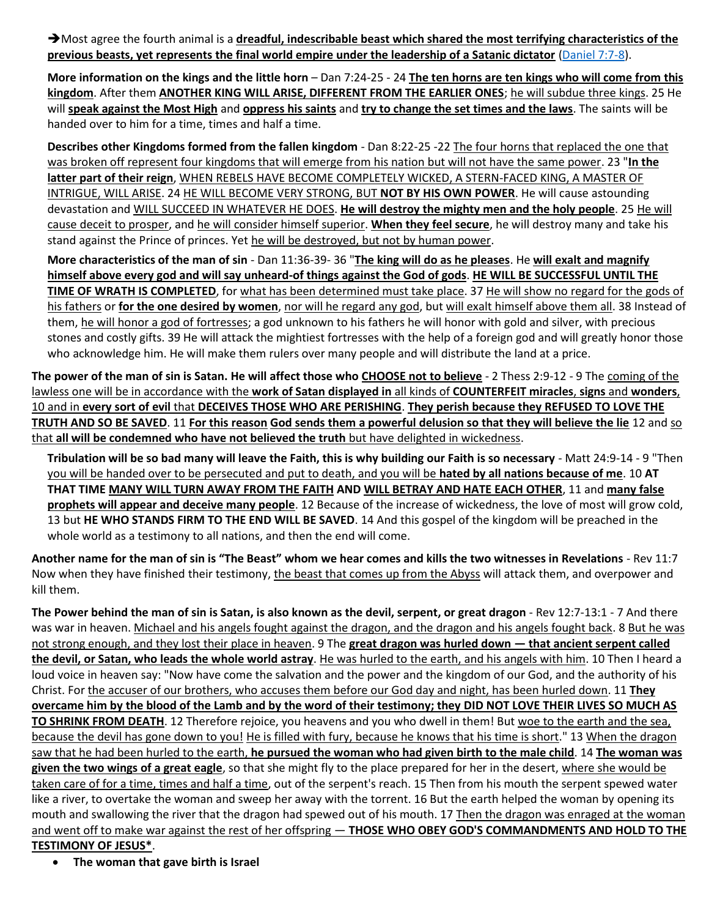➔Most agree the fourth animal is a **dreadful, indescribable beast which shared the most terrifying characteristics of the previous beasts, yet represents the final world empire under the leadership of a Satanic dictator** (Daniel 7:7-8).

**More information on the kings and the little horn** – Dan 7:24-25 - 24 **The ten horns are ten kings who will come from this kingdom**. After them **ANOTHER KING WILL ARISE, DIFFERENT FROM THE EARLIER ONES**; he will subdue three kings. 25 He will **speak against the Most High** and **oppress his saints** and **try to change the set times and the laws**. The saints will be handed over to him for a time, times and half a time.

**Describes other Kingdoms formed from the fallen kingdom** - Dan 8:22-25 -22 The four horns that replaced the one that was broken off represent four kingdoms that will emerge from his nation but will not have the same power. 23 "**In the latter part of their reign**, WHEN REBELS HAVE BECOME COMPLETELY WICKED, A STERN-FACED KING, A MASTER OF INTRIGUE, WILL ARISE. 24 HE WILL BECOME VERY STRONG, BUT **NOT BY HIS OWN POWER**. He will cause astounding devastation and WILL SUCCEED IN WHATEVER HE DOES. **He will destroy the mighty men and the holy people**. 25 He will cause deceit to prosper, and he will consider himself superior. **When they feel secure**, he will destroy many and take his stand against the Prince of princes. Yet he will be destroyed, but not by human power.

**More characteristics of the man of sin** - Dan 11:36-39- 36 "**The king will do as he pleases**. He **will exalt and magnify himself above every god and will say unheard-of things against the God of gods**. **HE WILL BE SUCCESSFUL UNTIL THE TIME OF WRATH IS COMPLETED**, for what has been determined must take place. 37 He will show no regard for the gods of his fathers or **for the one desired by women**, nor will he regard any god, but will exalt himself above them all. 38 Instead of them, he will honor a god of fortresses; a god unknown to his fathers he will honor with gold and silver, with precious stones and costly gifts. 39 He will attack the mightiest fortresses with the help of a foreign god and will greatly honor those who acknowledge him. He will make them rulers over many people and will distribute the land at a price.

**The power of the man of sin is Satan. He will affect those who CHOOSE not to believe** - 2 Thess 2:9-12 - 9 The coming of the lawless one will be in accordance with the **work of Satan displayed in** all kinds of **COUNTERFEIT miracles**, **signs** and **wonders**, 10 and in **every sort of evil** that **DECEIVES THOSE WHO ARE PERISHING**. **They perish because they REFUSED TO LOVE THE TRUTH AND SO BE SAVED**. 11 **For this reason God sends them a powerful delusion so that they will believe the lie** 12 and so that **all will be condemned who have not believed the truth** but have delighted in wickedness.

**Tribulation will be so bad many will leave the Faith, this is why building our Faith is so necessary** - Matt 24:9-14 - 9 "Then you will be handed over to be persecuted and put to death, and you will be **hated by all nations because of me**. 10 **AT THAT TIME MANY WILL TURN AWAY FROM THE FAITH AND WILL BETRAY AND HATE EACH OTHER**, 11 and **many false prophets will appear and deceive many people**. 12 Because of the increase of wickedness, the love of most will grow cold, 13 but **HE WHO STANDS FIRM TO THE END WILL BE SAVED**. 14 And this gospel of the kingdom will be preached in the whole world as a testimony to all nations, and then the end will come.

**Another name for the man of sin is "The Beast" whom we hear comes and kills the two witnesses in Revelations** - Rev 11:7 Now when they have finished their testimony, the beast that comes up from the Abyss will attack them, and overpower and kill them.

**The Power behind the man of sin is Satan, is also known as the devil, serpent, or great dragon** - Rev 12:7-13:1 - 7 And there was war in heaven. Michael and his angels fought against the dragon, and the dragon and his angels fought back. 8 But he was not strong enough, and they lost their place in heaven. 9 The **great dragon was hurled down — that ancient serpent called the devil, or Satan, who leads the whole world astray**. He was hurled to the earth, and his angels with him. 10 Then I heard a loud voice in heaven say: "Now have come the salvation and the power and the kingdom of our God, and the authority of his Christ. For the accuser of our brothers, who accuses them before our God day and night, has been hurled down. 11 **They overcame him by the blood of the Lamb and by the word of their testimony; they DID NOT LOVE THEIR LIVES SO MUCH AS TO SHRINK FROM DEATH**. 12 Therefore rejoice, you heavens and you who dwell in them! But woe to the earth and the sea, because the devil has gone down to you! He is filled with fury, because he knows that his time is short." 13 When the dragon saw that he had been hurled to the earth, **he pursued the woman who had given birth to the male child**. 14 **The woman was given the two wings of a great eagle**, so that she might fly to the place prepared for her in the desert, where she would be taken care of for a time, times and half a time, out of the serpent's reach. 15 Then from his mouth the serpent spewed water like a river, to overtake the woman and sweep her away with the torrent. 16 But the earth helped the woman by opening its mouth and swallowing the river that the dragon had spewed out of his mouth. 17 Then the dragon was enraged at the woman and went off to make war against the rest of her offspring — **THOSE WHO OBEY GOD'S COMMANDMENTS AND HOLD TO THE TESTIMONY OF JESUS***.

- **The woman that gave birth is Israel**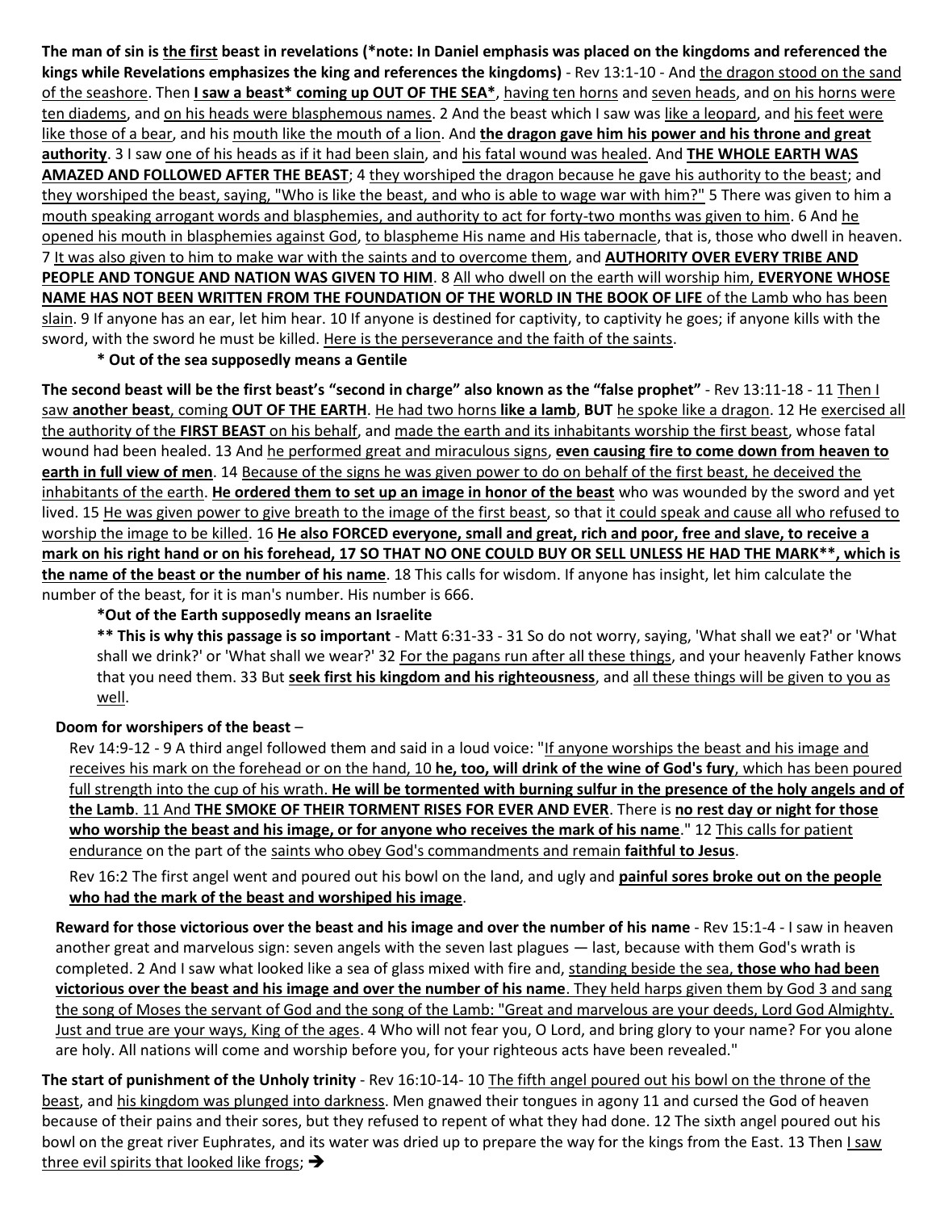**The man of sin is the first beast in revelations (*note: In Daniel emphasis was placed on the kingdoms and referenced the kings while Revelations emphasizes the king and references the kingdoms)** - Rev 13:1-10 - And the dragon stood on the sand of the seashore. Then **I saw a beast* coming up OUT OF THE SEA***, having ten horns and seven heads, and on his horns were ten diadems, and on his heads were blasphemous names. 2 And the beast which I saw was like a leopard, and his feet were like those of a bear, and his mouth like the mouth of a lion. And **the dragon gave him his power and his throne and great authority**. 3 I saw one of his heads as if it had been slain, and his fatal wound was healed. And **THE WHOLE EARTH WAS AMAZED AND FOLLOWED AFTER THE BEAST**; 4 they worshiped the dragon because he gave his authority to the beast; and they worshiped the beast, saying, "Who is like the beast, and who is able to wage war with him?" 5 There was given to him a mouth speaking arrogant words and blasphemies, and authority to act for forty-two months was given to him. 6 And he opened his mouth in blasphemies against God, to blaspheme His name and His tabernacle, that is, those who dwell in heaven. 7 It was also given to him to make war with the saints and to overcome them, and **AUTHORITY OVER EVERY TRIBE AND PEOPLE AND TONGUE AND NATION WAS GIVEN TO HIM**. 8 All who dwell on the earth will worship him, **EVERYONE WHOSE NAME HAS NOT BEEN WRITTEN FROM THE FOUNDATION OF THE WORLD IN THE BOOK OF LIFE** of the Lamb who has been slain. 9 If anyone has an ear, let him hear. 10 If anyone is destined for captivity, to captivity he goes; if anyone kills with the sword, with the sword he must be killed. Here is the perseverance and the faith of the saints.

**\* Out of the sea supposedly means a Gentile**

**The second beast will be the first beast's "second in charge" also known as the "false prophet"** - Rev 13:11-18 - 11 Then I saw **another beast**, coming **OUT OF THE EARTH**. He had two horns **like a lamb**, **BUT** he spoke like a dragon. 12 He exercised all the authority of the **FIRST BEAST** on his behalf, and made the earth and its inhabitants worship the first beast, whose fatal wound had been healed. 13 And he performed great and miraculous signs, **even causing fire to come down from heaven to earth in full view of men**. 14 Because of the signs he was given power to do on behalf of the first beast, he deceived the inhabitants of the earth. **He ordered them to set up an image in honor of the beast** who was wounded by the sword and yet lived. 15 He was given power to give breath to the image of the first beast, so that it could speak and cause all who refused to worship the image to be killed. 16 **He also FORCED everyone, small and great, rich and poor, free and slave, to receive a mark on his right hand or on his forehead, 17 SO THAT NO ONE COULD BUY OR SELL UNLESS HE HAD THE MARK**, which is the name of the beast or the number of his name**. 18 This calls for wisdom. If anyone has insight, let him calculate the number of the beast, for it is man's number. His number is 666.

**\*Out of the Earth supposedly means an Israelite**

**\*\* This is why this passage is so important** - Matt 6:31-33 - 31 So do not worry, saying, 'What shall we eat?' or 'What shall we drink?' or 'What shall we wear?' 32 For the pagans run after all these things, and your heavenly Father knows that you need them. 33 But **seek first his kingdom and his righteousness**, and all these things will be given to you as well.

**Doom for worshipers of the beast** –

Rev 14:9-12 - 9 A third angel followed them and said in a loud voice: "If anyone worships the beast and his image and receives his mark on the forehead or on the hand, 10 **he, too, will drink of the wine of God's fury**, which has been poured full strength into the cup of his wrath. **He will be tormented with burning sulfur in the presence of the holy angels and of the Lamb**. 11 And **THE SMOKE OF THEIR TORMENT RISES FOR EVER AND EVER**. There is **no rest day or night for those who worship the beast and his image, or for anyone who receives the mark of his name**." 12 This calls for patient endurance on the part of the saints who obey God's commandments and remain **faithful to Jesus**.

Rev 16:2 The first angel went and poured out his bowl on the land, and ugly and **painful sores broke out on the people who had the mark of the beast and worshiped his image**.

**Reward for those victorious over the beast and his image and over the number of his name** - Rev 15:1-4 - I saw in heaven another great and marvelous sign: seven angels with the seven last plagues — last, because with them God's wrath is completed. 2 And I saw what looked like a sea of glass mixed with fire and, standing beside the sea, **those who had been victorious over the beast and his image and over the number of his name**. They held harps given them by God 3 and sang the song of Moses the servant of God and the song of the Lamb: "Great and marvelous are your deeds, Lord God Almighty. Just and true are your ways, King of the ages. 4 Who will not fear you, O Lord, and bring glory to your name? For you alone are holy. All nations will come and worship before you, for your righteous acts have been revealed."

**The start of punishment of the Unholy trinity** - Rev 16:10-14- 10 The fifth angel poured out his bowl on the throne of the beast, and his kingdom was plunged into darkness. Men gnawed their tongues in agony 11 and cursed the God of heaven because of their pains and their sores, but they refused to repent of what they had done. 12 The sixth angel poured out his bowl on the great river Euphrates, and its water was dried up to prepare the way for the kings from the East. 13 Then I saw three evil spirits that looked like frogs; ➔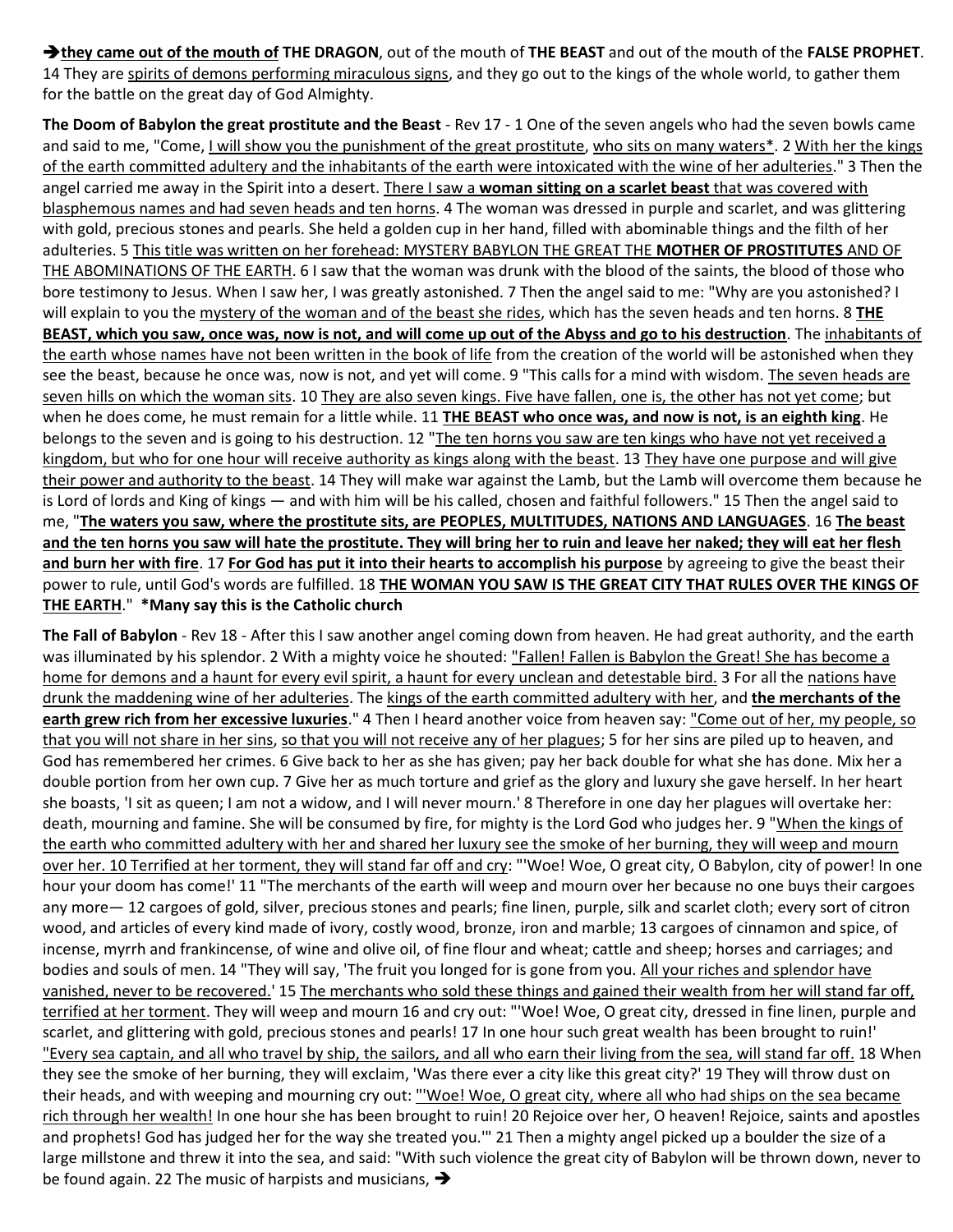➔**they came out of the mouth of THE DRAGON**, out of the mouth of **THE BEAST** and out of the mouth of the **FALSE PROPHET**. 14 They are spirits of demons performing miraculous signs, and they go out to the kings of the whole world, to gather them for the battle on the great day of God Almighty.

**The Doom of Babylon the great prostitute and the Beast** - Rev 17 - 1 One of the seven angels who had the seven bowls came and said to me, "Come, I will show you the punishment of the great prostitute, who sits on many waters*. 2 With her the kings of the earth committed adultery and the inhabitants of the earth were intoxicated with the wine of her adulteries." 3 Then the angel carried me away in the Spirit into a desert. There I saw a **woman sitting on a scarlet beast** that was covered with blasphemous names and had seven heads and ten horns. 4 The woman was dressed in purple and scarlet, and was glittering with gold, precious stones and pearls. She held a golden cup in her hand, filled with abominable things and the filth of her adulteries. 5 This title was written on her forehead: MYSTERY BABYLON THE GREAT THE **MOTHER OF PROSTITUTES** AND OF THE ABOMINATIONS OF THE EARTH. 6 I saw that the woman was drunk with the blood of the saints, the blood of those who bore testimony to Jesus. When I saw her, I was greatly astonished. 7 Then the angel said to me: "Why are you astonished? I will explain to you the mystery of the woman and of the beast she rides, which has the seven heads and ten horns. 8 **THE BEAST, which you saw, once was, now is not, and will come up out of the Abyss and go to his destruction**. The inhabitants of the earth whose names have not been written in the book of life from the creation of the world will be astonished when they see the beast, because he once was, now is not, and yet will come. 9 "This calls for a mind with wisdom. The seven heads are seven hills on which the woman sits. 10 They are also seven kings. Five have fallen, one is, the other has not yet come; but when he does come, he must remain for a little while. 11 **THE BEAST who once was, and now is not, is an eighth king**. He belongs to the seven and is going to his destruction. 12 "The ten horns you saw are ten kings who have not yet received a kingdom, but who for one hour will receive authority as kings along with the beast. 13 They have one purpose and will give their power and authority to the beast. 14 They will make war against the Lamb, but the Lamb will overcome them because he is Lord of lords and King of kings — and with him will be his called, chosen and faithful followers." 15 Then the angel said to me, "**The waters you saw, where the prostitute sits, are PEOPLES, MULTITUDES, NATIONS AND LANGUAGES**. 16 **The beast and the ten horns you saw will hate the prostitute. They will bring her to ruin and leave her naked; they will eat her flesh and burn her with fire**. 17 **For God has put it into their hearts to accomplish his purpose** by agreeing to give the beast their power to rule, until God's words are fulfilled. 18 **THE WOMAN YOU SAW IS THE GREAT CITY THAT RULES OVER THE KINGS OF THE EARTH**." **\*Many say this is the Catholic church**

**The Fall of Babylon** - Rev 18 - After this I saw another angel coming down from heaven. He had great authority, and the earth was illuminated by his splendor. 2 With a mighty voice he shouted: "Fallen! Fallen is Babylon the Great! She has become a home for demons and a haunt for every evil spirit, a haunt for every unclean and detestable bird. 3 For all the nations have drunk the maddening wine of her adulteries. The kings of the earth committed adultery with her, and **the merchants of the earth grew rich from her excessive luxuries**." 4 Then I heard another voice from heaven say: "Come out of her, my people, so that you will not share in her sins, so that you will not receive any of her plagues; 5 for her sins are piled up to heaven, and God has remembered her crimes. 6 Give back to her as she has given; pay her back double for what she has done. Mix her a double portion from her own cup. 7 Give her as much torture and grief as the glory and luxury she gave herself. In her heart she boasts, 'I sit as queen; I am not a widow, and I will never mourn.' 8 Therefore in one day her plagues will overtake her: death, mourning and famine. She will be consumed by fire, for mighty is the Lord God who judges her. 9 "When the kings of the earth who committed adultery with her and shared her luxury see the smoke of her burning, they will weep and mourn over her. 10 Terrified at her torment, they will stand far off and cry: "'Woe! Woe, O great city, O Babylon, city of power! In one hour your doom has come!' 11 "The merchants of the earth will weep and mourn over her because no one buys their cargoes any more— 12 cargoes of gold, silver, precious stones and pearls; fine linen, purple, silk and scarlet cloth; every sort of citron wood, and articles of every kind made of ivory, costly wood, bronze, iron and marble; 13 cargoes of cinnamon and spice, of incense, myrrh and frankincense, of wine and olive oil, of fine flour and wheat; cattle and sheep; horses and carriages; and bodies and souls of men. 14 "They will say, 'The fruit you longed for is gone from you. All your riches and splendor have vanished, never to be recovered.' 15 The merchants who sold these things and gained their wealth from her will stand far off, terrified at her torment. They will weep and mourn 16 and cry out: "'Woe! Woe, O great city, dressed in fine linen, purple and scarlet, and glittering with gold, precious stones and pearls! 17 In one hour such great wealth has been brought to ruin!' "Every sea captain, and all who travel by ship, the sailors, and all who earn their living from the sea, will stand far off. 18 When they see the smoke of her burning, they will exclaim, 'Was there ever a city like this great city?' 19 They will throw dust on their heads, and with weeping and mourning cry out: "'Woe! Woe, O great city, where all who had ships on the sea became rich through her wealth! In one hour she has been brought to ruin! 20 Rejoice over her, O heaven! Rejoice, saints and apostles and prophets! God has judged her for the way she treated you.'" 21 Then a mighty angel picked up a boulder the size of a large millstone and threw it into the sea, and said: "With such violence the great city of Babylon will be thrown down, never to be found again. 22 The music of harpists and musicians, ➔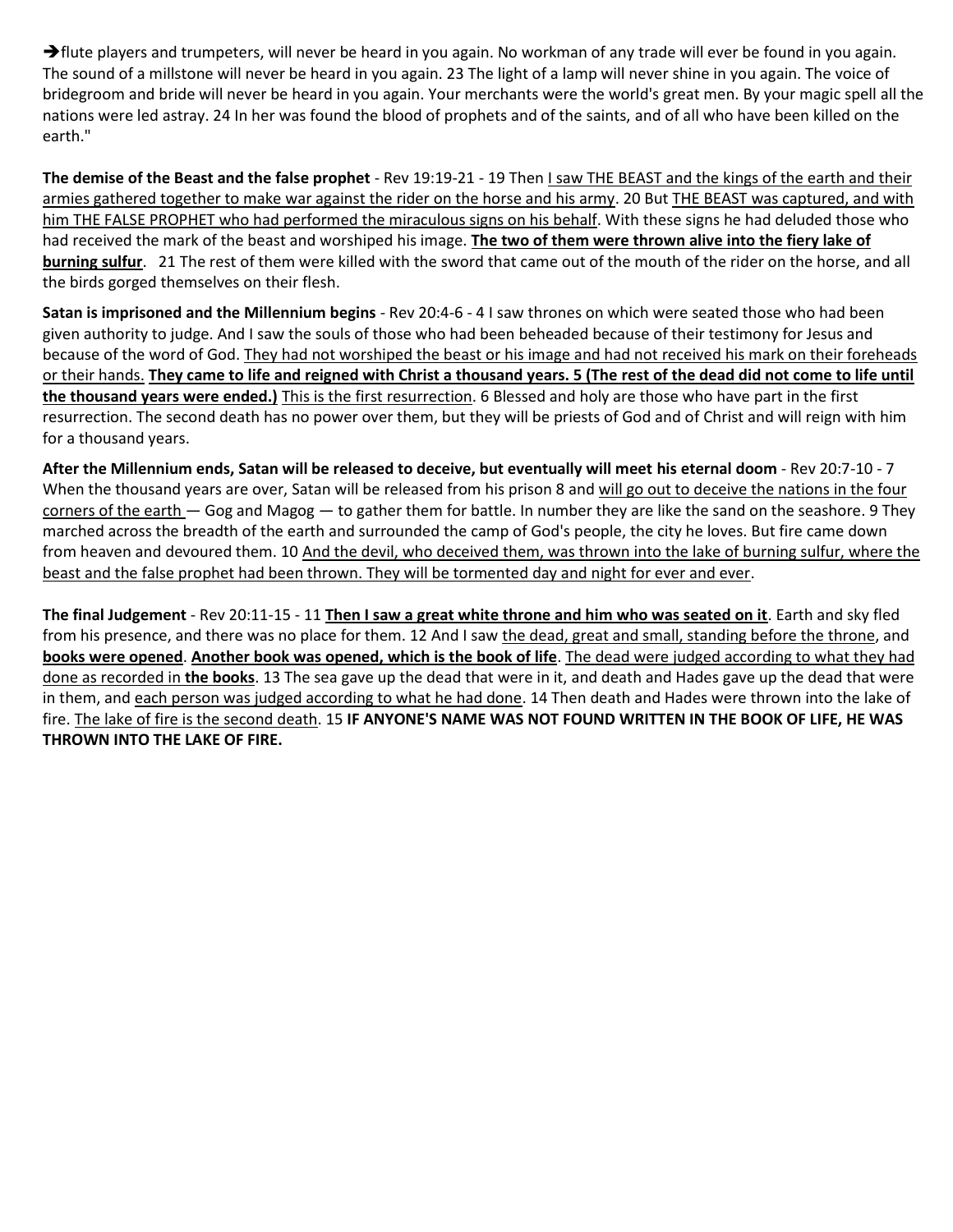➔flute players and trumpeters, will never be heard in you again. No workman of any trade will ever be found in you again. The sound of a millstone will never be heard in you again. 23 The light of a lamp will never shine in you again. The voice of bridegroom and bride will never be heard in you again. Your merchants were the world's great men. By your magic spell all the nations were led astray. 24 In her was found the blood of prophets and of the saints, and of all who have been killed on the earth."

**The demise of the Beast and the false prophet** - Rev 19:19-21 - 19 Then I saw THE BEAST and the kings of the earth and their armies gathered together to make war against the rider on the horse and his army. 20 But THE BEAST was captured, and with him THE FALSE PROPHET who had performed the miraculous signs on his behalf. With these signs he had deluded those who had received the mark of the beast and worshiped his image. **The two of them were thrown alive into the fiery lake of burning sulfur**. 21 The rest of them were killed with the sword that came out of the mouth of the rider on the horse, and all the birds gorged themselves on their flesh.

**Satan is imprisoned and the Millennium begins** - Rev 20:4-6 - 4 I saw thrones on which were seated those who had been given authority to judge. And I saw the souls of those who had been beheaded because of their testimony for Jesus and because of the word of God. They had not worshiped the beast or his image and had not received his mark on their foreheads or their hands. **They came to life and reigned with Christ a thousand years. 5 (The rest of the dead did not come to life until the thousand years were ended.)** This is the first resurrection. 6 Blessed and holy are those who have part in the first resurrection. The second death has no power over them, but they will be priests of God and of Christ and will reign with him for a thousand years.

**After the Millennium ends, Satan will be released to deceive, but eventually will meet his eternal doom** - Rev 20:7-10 - 7 When the thousand years are over, Satan will be released from his prison 8 and will go out to deceive the nations in the four corners of the earth — Gog and Magog — to gather them for battle. In number they are like the sand on the seashore. 9 They marched across the breadth of the earth and surrounded the camp of God's people, the city he loves. But fire came down from heaven and devoured them. 10 And the devil, who deceived them, was thrown into the lake of burning sulfur, where the beast and the false prophet had been thrown. They will be tormented day and night for ever and ever.

**The final Judgement** - Rev 20:11-15 - 11 **Then I saw a great white throne and him who was seated on it**. Earth and sky fled from his presence, and there was no place for them. 12 And I saw the dead, great and small, standing before the throne, and **books were opened**. **Another book was opened, which is the book of life**. The dead were judged according to what they had done as recorded in **the books**. 13 The sea gave up the dead that were in it, and death and Hades gave up the dead that were in them, and each person was judged according to what he had done. 14 Then death and Hades were thrown into the lake of fire. The lake of fire is the second death. 15 **IF ANYONE'S NAME WAS NOT FOUND WRITTEN IN THE BOOK OF LIFE, HE WAS THROWN INTO THE LAKE OF FIRE.**